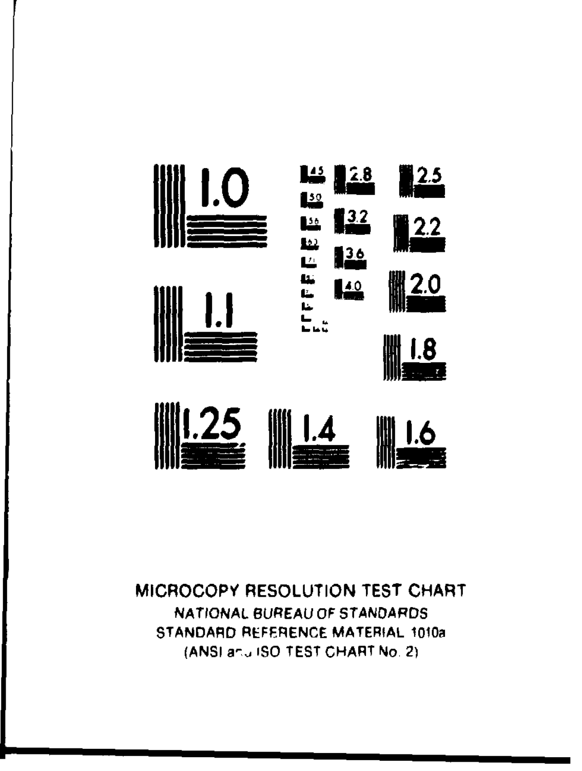MICROCOPY RESOLUTION TEST CHART

NATIONAL BUREAU OF STANDARDS

STANDARD REFERENCE MATERIAL 1010a

(ANSI and ISO TEST CHART No. 2)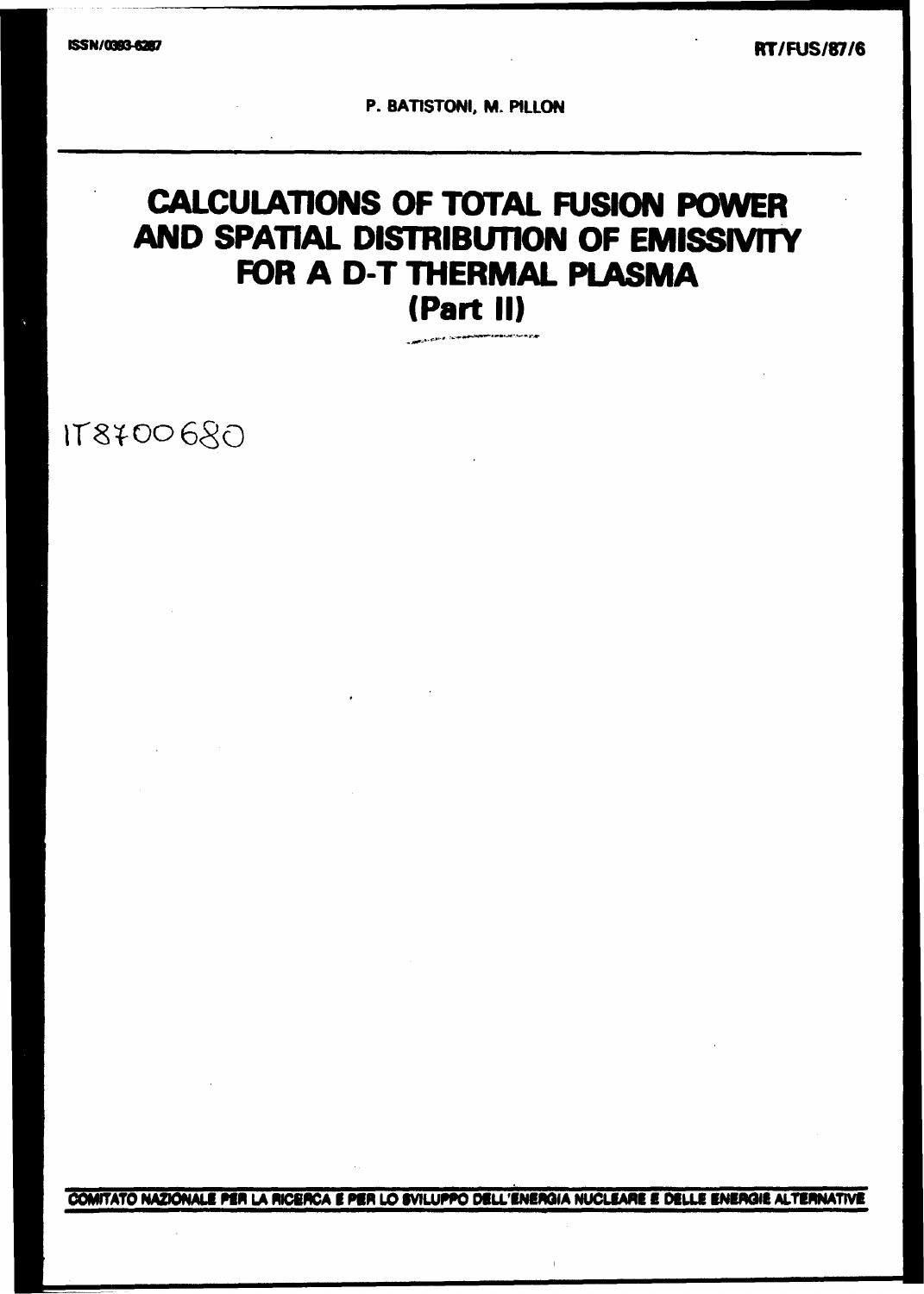ISSN/0393-6287

RT/FUS/87/6

P. BATISTONI, M. PILLON

# CALCULATIONS OF TOTAL FUSION POWER AND SPATIAL DISTRIBUTION OF EMISSIVITY FOR A D-T THERMAL PLASMA (Part II)

IT8700680

COMITATO NAZIONALE PER LA RICERCA E PER LO SVILUPPO DELL'ENERGIA NUCLEARE E DELLE ENERGIE ALTERNATIVE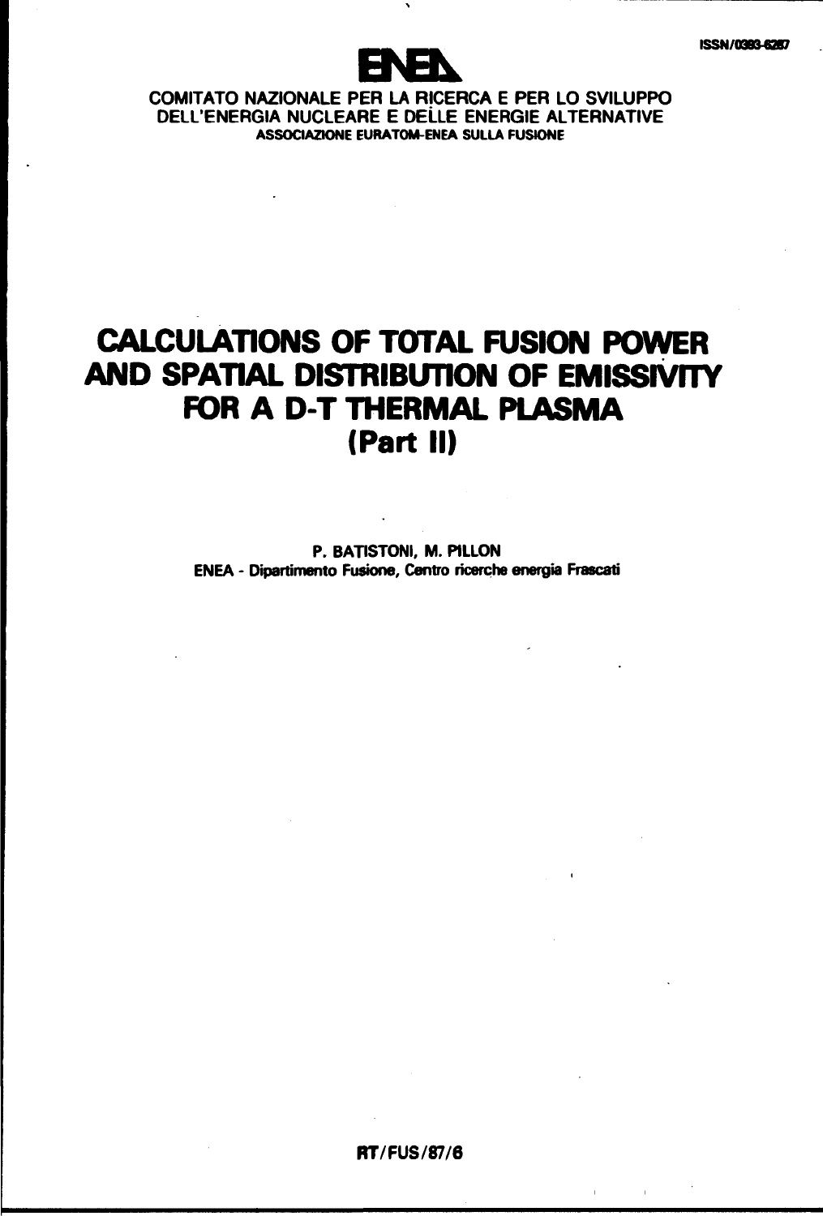ISSN/0393-6287

ENEA

COMITATO NAZIONALE PER LA RICERCA E PER LO SVILUPPO DELL'ENERGIA NUCLEARE E DELLE ENERGIE ALTERNATIVE

**ASSOCIAZIONE EURATOM-ENEA SULLA FUSIONE**

# CALCULATIONS OF TOTAL FUSION POWER AND SPATIAL DISTRIBUTION OF EMISSIVITY FOR A D-T THERMAL PLASMA (Part II)

**P. BATISTONI, M. PILLON**

**ENEA - Dipartimento Fusione, Centro ricerche energia Frascati**

**RT/FUS/87/6**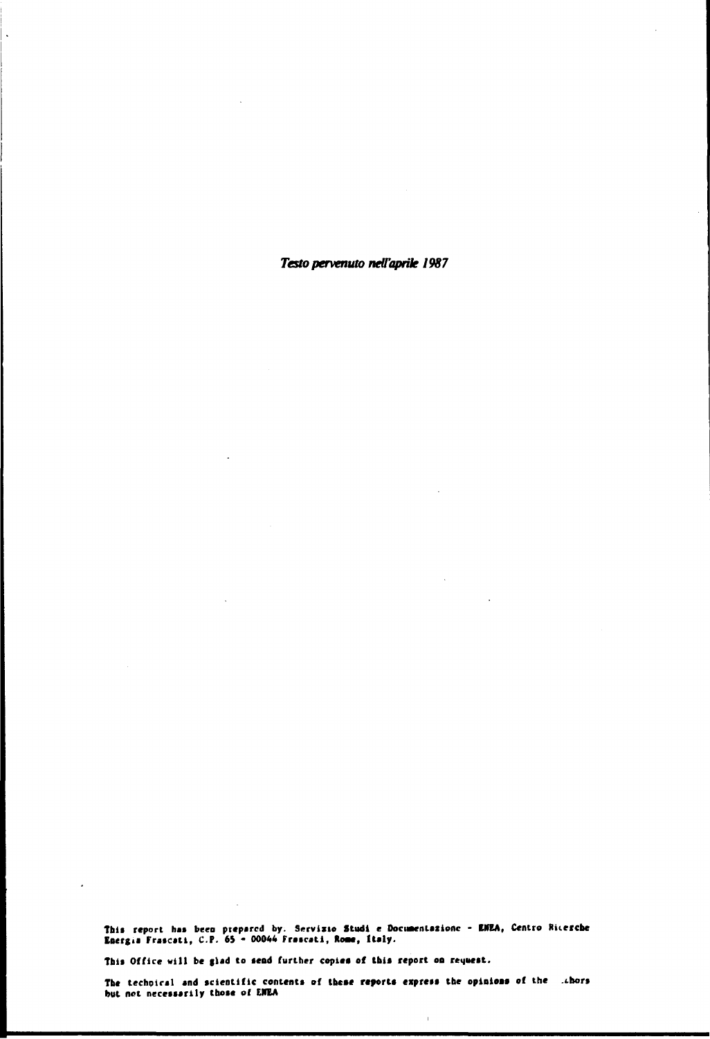*Testo pervenuto nell'aprile 1987*

This report has been prepared by: Servizio Studi e Documentazione - ENEA, Centro Ricerche Energia Frascati, C.P. 65 - 00044 Frascati, Rome, Italy.

This Office will be glad to send further copies of this report on request.

The techoical and scientific contents of these reports express the opinions of the .thors but not necessarily those of ENEA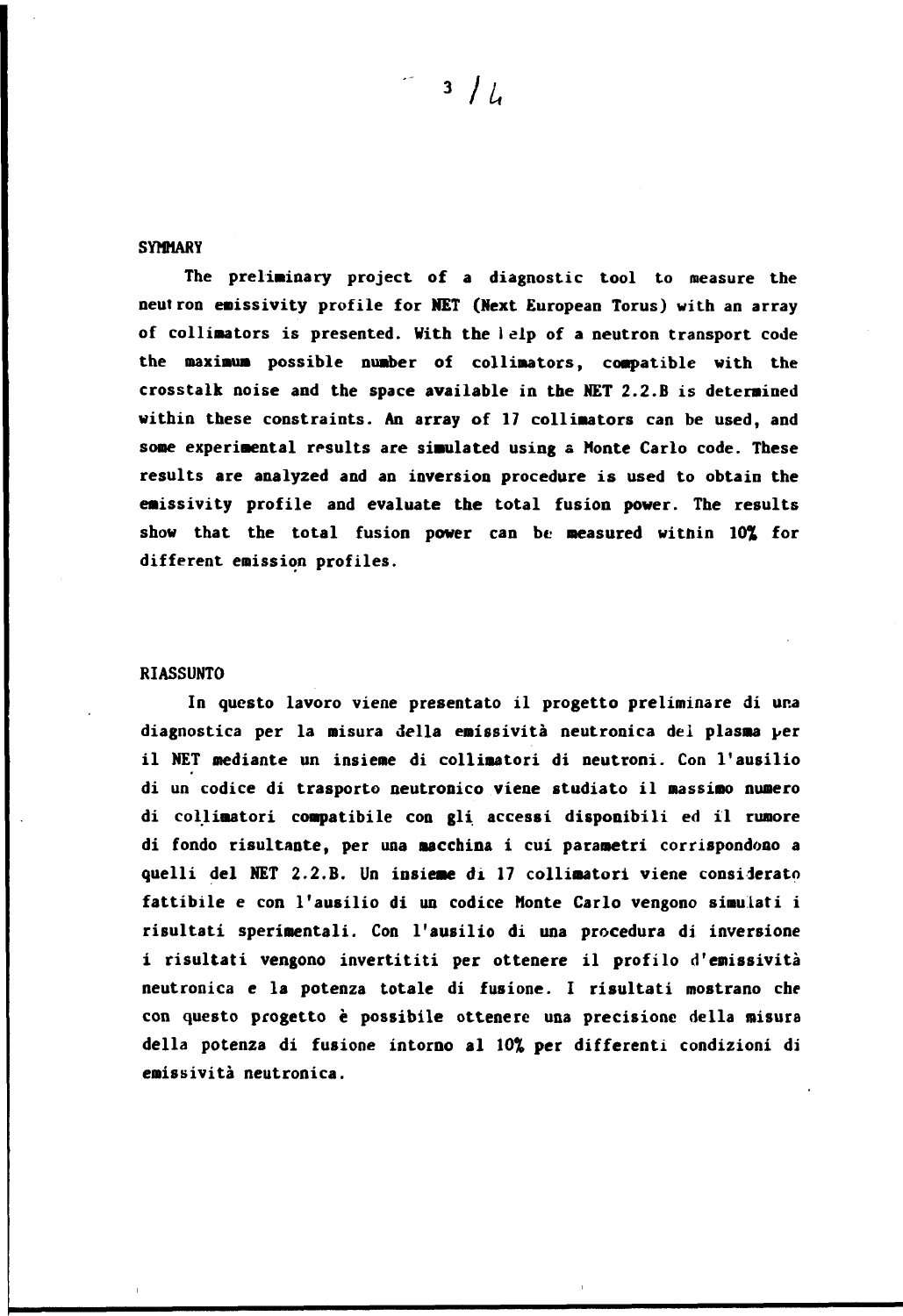## SYMMARY

The preliminary project of a diagnostic tool to measure the neutron emissivity profile for NET (Next European Torus) with an array of collimators is presented. With the help of a neutron transport code the maximum possible number of collimators, compatible with the crosstalk noise and the space available in the NET 2.2.B is determined within these constraints. An array of 17 collimators can be used, and some experimental results are simulated using a Monte Carlo code. These results are analyzed and an inversion procedure is used to obtain the emissivity profile and evaluate the total fusion power. The results show that the total fusion power can be measured within 10% for different emission profiles.

## RIASSUNTO

In questo lavoro viene presentato il progetto preliminare di una diagnostica per la misura della emissività neutronica del plasma per il NET mediante un insieme di collimatori di neutroni. Con l'ausilio di un codice di trasporto neutronico viene studiato il massimo numero di collimatori compatibile con gli accessi disponibili ed il rumore di fondo risultante, per una macchina i cui parametri corrispondono a quelli del NET 2.2.B. Un insieme di 17 collimatori viene considerato fattibile e con l'ausilio di un codice Monte Carlo vengono simulati i risultati sperimentali. Con l'ausilio di una procedura di inversione i risultati vengono invertititi per ottenere il profilo d'emissività neutronica e la potenza totale di fusione. I risultati mostrano che con questo progetto è possibile ottenere una precisione della misura della potenza di fusione intorno al 10% per differenti condizioni di emissività neutronica.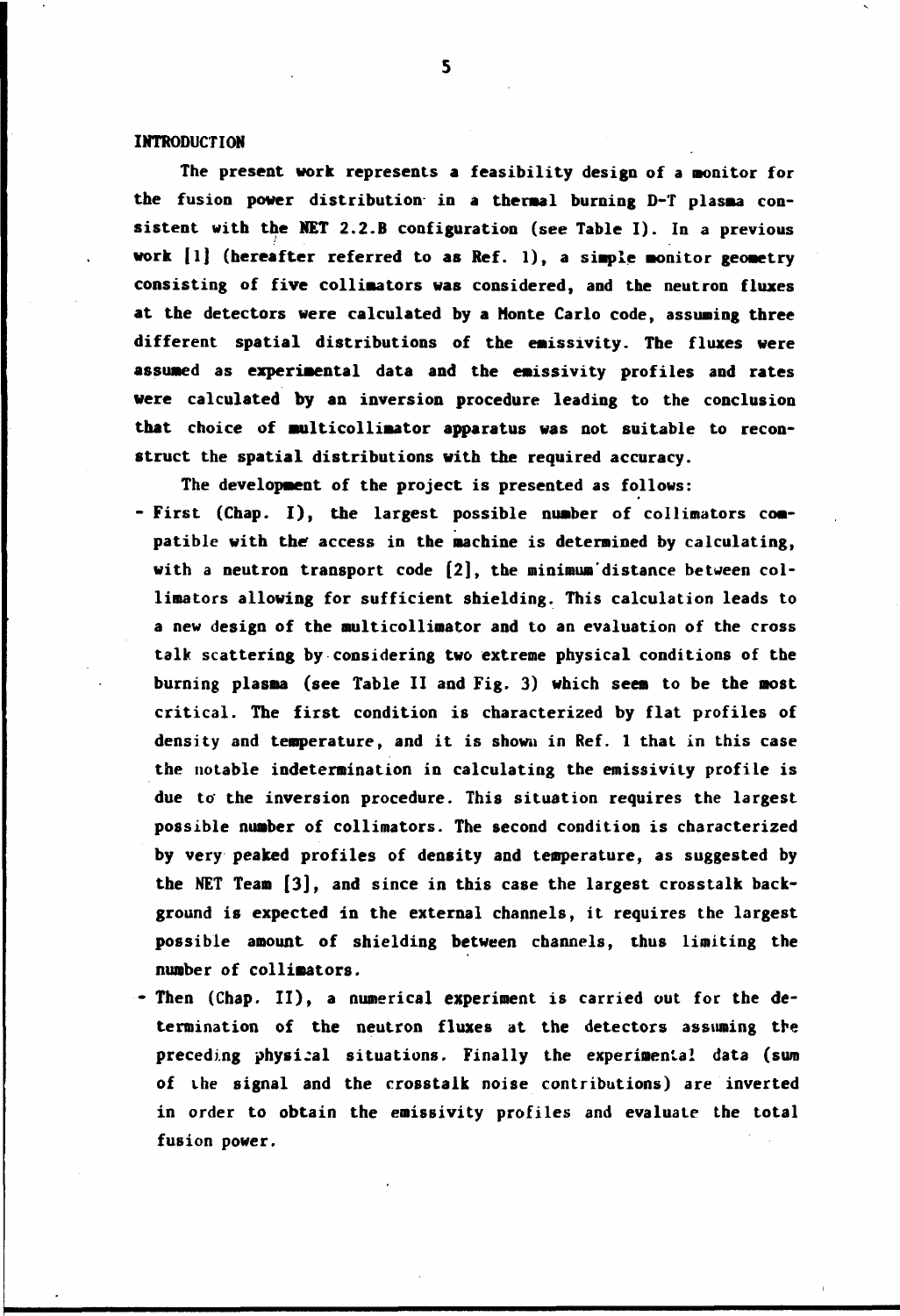## INTRODUCTION

The present work represents a feasibility design of a monitor for the fusion power distribution in a thermal burning D-T plasma consistent with the NET 2.2.B configuration (see Table I). In a previous work [1] (hereafter referred to as Ref. 1), a simple monitor geometry consisting of five collimators was considered, and the neutron fluxes at the detectors were calculated by a Monte Carlo code, assuming three different spatial distributions of the emissivity. The fluxes were assumed as experimental data and the emissivity profiles and rates were calculated by an inversion procedure leading to the conclusion that choice of multicollimator apparatus was not suitable to reconstruct the spatial distributions with the required accuracy.

The development of the project is presented as follows:

- First (Chap. I), the largest possible number of collimators compatible with the access in the machine is determined by calculating, with a neutron transport code [2], the minimum distance between collimators allowing for sufficient shielding. This calculation leads to a new design of the multicollimator and to an evaluation of the cross talk scattering by considering two extreme physical conditions of the burning plasma (see Table II and Fig. 3) which seem to be the most critical. The first condition is characterized by flat profiles of density and temperature, and it is shown in Ref. 1 that in this case the notable indetermination in calculating the emissivity profile is due to the inversion procedure. This situation requires the largest possible number of collimators. The second condition is characterized by very peaked profiles of density and temperature, as suggested by the NET Team [3], and since in this case the largest crosstalk background is expected in the external channels, it requires the largest possible amount of shielding between channels, thus limiting the number of collimators.
- Then (Chap. II), a numerical experiment is carried out for the determination of the neutron fluxes at the detectors assuming the preceding physical situations. Finally the experimental data (sum of the signal and the crosstalk noise contributions) are inverted in order to obtain the emissivity profiles and evaluate the total fusion power.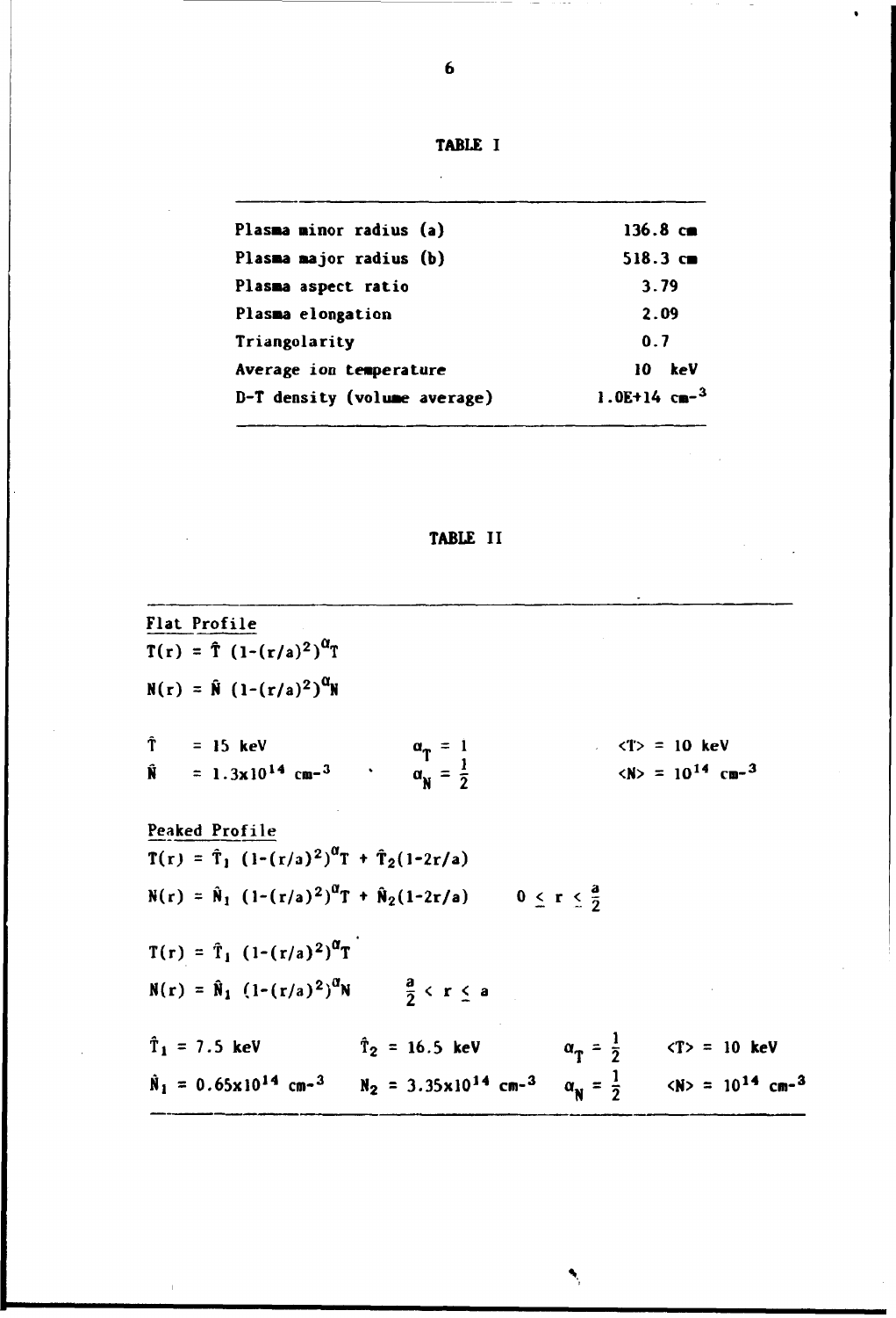## TABLE I

| | |
|---|---|
| Plasma minor radius (a) | 136.8 cm |
| Plasma major radius (b) | 518.3 cm |
| Plasma aspect ratio | 3.79 |
| Plasma elongation | 2.09 |
| Triangolarity | 0.7 |
| Average ion temperature | 10 keV |
| D-T density (volume average) | 1.0E+14 $cm^{-3}$ |

## TABLE II

Flat Profile

$$T(r) = \hat{T}\,(1-(r/a)^2)^{\alpha_T}$$

$$N(r) = \hat{N}\,(1-(r/a)^2)^{\alpha_N}$$

| | | |
|---|---|---|
| $\hat{T} = 15$ keV | $\alpha_T = 1$ | $\langle T \rangle = 10$ keV |
| $\hat{N} = 1.3 \times 10^{14}$ $cm^{-3}$ | $\alpha_N = \frac{1}{2}$ | $\langle N \rangle = 10^{14}$ $cm^{-3}$ |

Peaked Profile

$$T(r) = \hat{T}_1\,(1-(r/a)^2)^{\alpha_T} + \hat{T}_2(1-2r/a)$$

$$N(r) = \hat{N}_1\,(1-(r/a)^2)^{\alpha_T} + \hat{N}_2(1-2r/a) \qquad 0 \le r \le \frac{a}{2}$$

$$T(r) = \hat{T}_1\,(1-(r/a)^2)^{\alpha_T}$$

$$N(r) = \hat{N}_1\,(1-(r/a)^2)^{\alpha_N} \qquad \frac{a}{2} < r \le a$$

| | | | |
|---|---|---|---|
| $\hat{T}_1 = 7.5$ keV | $\hat{T}_2 = 16.5$ keV | $\alpha_T = \frac{1}{2}$ | $\langle T \rangle = 10$ keV |
| $\hat{N}_1 = 0.65 \times 10^{14}$ $cm^{-3}$ | $N_2 = 3.35 \times 10^{14}$ $cm^{-3}$ | $\alpha_N = \frac{1}{2}$ | $\langle N \rangle = 10^{14}$ $cm^{-3}$ |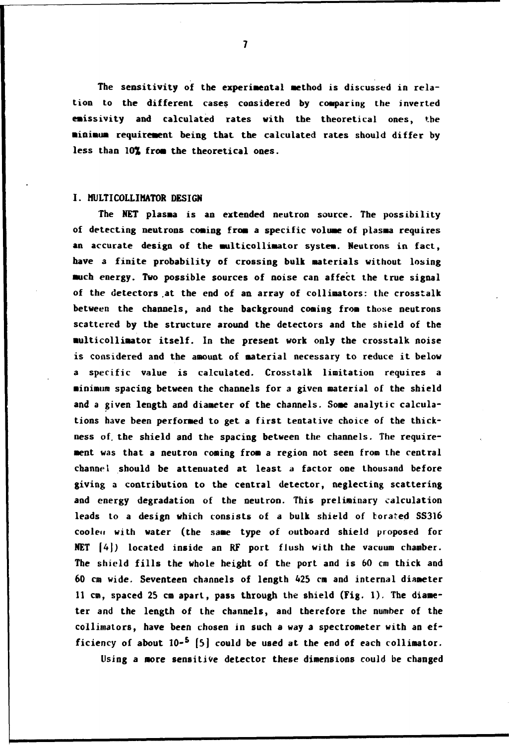The sensitivity of the experimental method is discussed in relation to the different cases considered by comparing the inverted emissivity and calculated rates with the theoretical ones, the minimum requirement being that the calculated rates should differ by less than 10% from the theoretical ones.

## I. MULTICOLLIMATOR DESIGN

The NET plasma is an extended neutron source. The possibility of detecting neutrons coming from a specific volume of plasma requires an accurate design of the multicollimator system. Neutrons in fact, have a finite probability of crossing bulk materials without losing much energy. Two possible sources of noise can affect the true signal of the detectors at the end of an array of collimators: the crosstalk between the channels, and the background coming from those neutrons scattered by the structure around the detectors and the shield of the multicollimator itself. In the present work only the crosstalk noise is considered and the amount of material necessary to reduce it below a specific value is calculated. Crosstalk limitation requires a minimum spacing between the channels for a given material of the shield and a given length and diameter of the channels. Some analytic calculations have been performed to get a first tentative choice of the thickness of the shield and the spacing between the channels. The requirement was that a neutron coming from a region not seen from the central channel should be attenuated at least a factor one thousand before giving a contribution to the central detector, neglecting scattering and energy degradation of the neutron. This preliminary calculation leads to a design which consists of a bulk shield of borated SS316 cooled with water (the same type of outboard shield proposed for NET [4]) located inside an RF port flush with the vacuum chamber. The shield fills the whole height of the port and is 60 cm thick and 60 cm wide. Seventeen channels of length 425 cm and internal diameter 11 cm, spaced 25 cm apart, pass through the shield (Fig. 1). The diameter and the length of the channels, and therefore the number of the collimators, have been chosen in such a way a spectrometer with an efficiency of about $10^{-5}$ [5] could be used at the end of each collimator.

Using a more sensitive detector these dimensions could be changed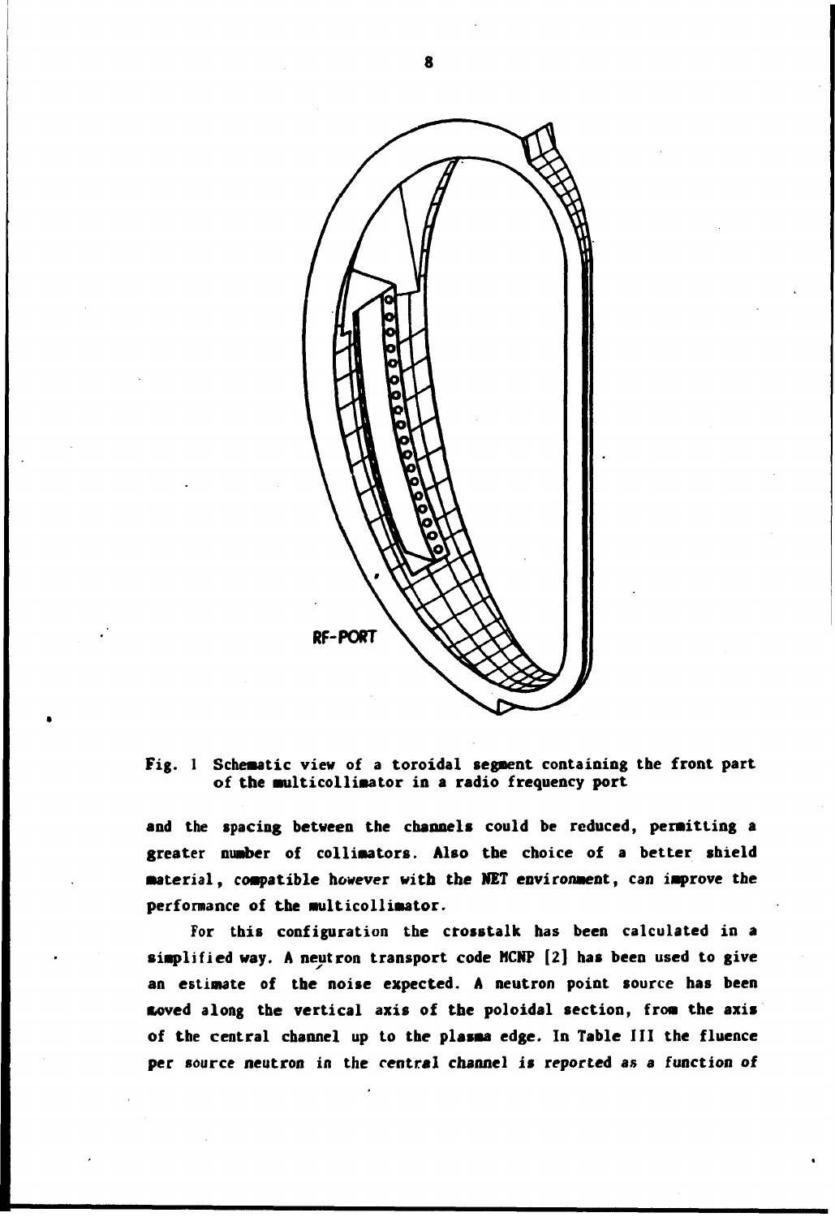RF-PORT

Fig. 1 Schematic view of a toroidal segment containing the front part of the multicollimator in a radio frequency port

and the spacing between the channels could be reduced, permitting a greater number of collimators. Also the choice of a better shield material, compatible however with the NET environment, can improve the performance of the multicollimator.

For this configuration the crosstalk has been calculated in a simplified way. A neutron transport code MCNP [2] has been used to give an estimate of the noise expected. A neutron point source has been moved along the vertical axis of the poloidal section, from the axis of the central channel up to the plasma edge. In Table III the fluence per source neutron in the central channel is reported as a function of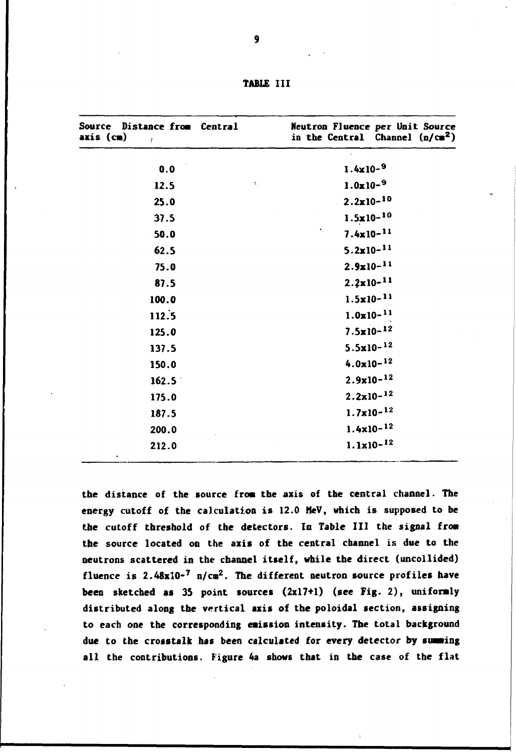TABLE III

| Source Distance from Central axis (cm) | Neutron Fluence per Unit Source in the Central Channel ($n/cm^2$) |
|---|---|
| 0.0 | $1.4 \times 10^{-9}$ |
| 12.5 | $1.0 \times 10^{-9}$ |
| 25.0 | $2.2 \times 10^{-10}$ |
| 37.5 | $1.5 \times 10^{-10}$ |
| 50.0 | $7.4 \times 10^{-11}$ |
| 62.5 | $5.2 \times 10^{-11}$ |
| 75.0 | $2.9 \times 10^{-11}$ |
| 87.5 | $2.2 \times 10^{-11}$ |
| 100.0 | $1.5 \times 10^{-11}$ |
| 112.5 | $1.0 \times 10^{-11}$ |
| 125.0 | $7.5 \times 10^{-12}$ |
| 137.5 | $5.5 \times 10^{-12}$ |
| 150.0 | $4.0 \times 10^{-12}$ |
| 162.5 | $2.9 \times 10^{-12}$ |
| 175.0 | $2.2 \times 10^{-12}$ |
| 187.5 | $1.7 \times 10^{-12}$ |
| 200.0 | $1.4 \times 10^{-12}$ |
| 212.0 | $1.1 \times 10^{-12}$ |

the distance of the source from the axis of the central channel. The energy cutoff of the calculation is 12.0 MeV, which is supposed to be the cutoff threshold of the detectors. In Table III the signal from the source located on the axis of the central channel is due to the neutrons scattered in the channel itself, while the direct (uncollided) fluence is $2.48 \times 10^{-7}$ $n/cm^2$. The different neutron source profiles have been sketched as 35 point sources (2x17+1) (see Fig. 2), uniformly distributed along the vertical axis of the poloidal section, assigning to each one the corresponding emission intensity. The total background due to the crosstalk has been calculated for every detector by summing all the contributions. Figure 4a shows that in the case of the flat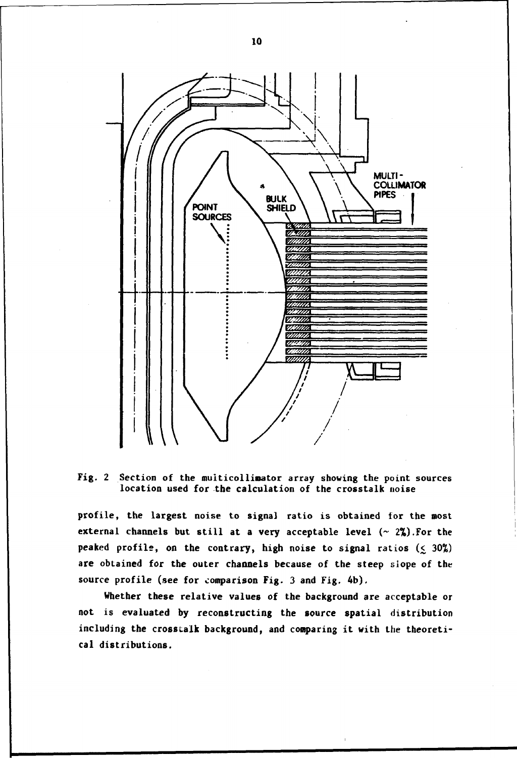Fig. 2 Section of the multicollimator array showing the point sources location used for the calculation of the crosstalk noise

profile, the largest noise to signal ratio is obtained for the most external channels but still at a very acceptable level (~ 2%).For the peaked profile, on the contrary, high noise to signal ratios ($\lesssim$ 30%) are obtained for the outer channels because of the steep slope of the source profile (see for comparison Fig. 3 and Fig. 4b).

Whether these relative values of the background are acceptable or not is evaluated by reconstructing the source spatial distribution including the crosstalk background, and comparing it with the theoretical distributions.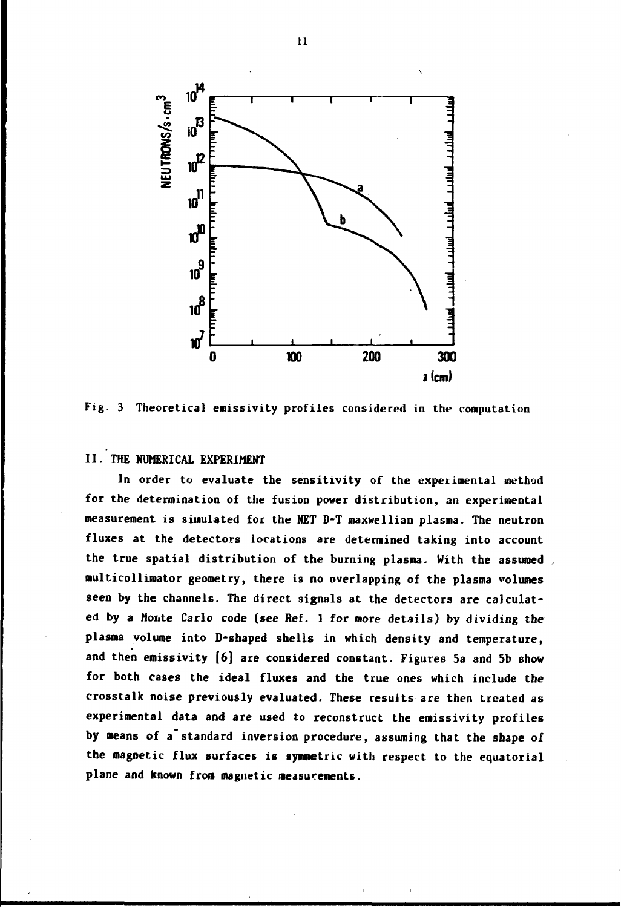Fig. 3 Theoretical emissivity profiles considered in the computation

## II. THE NUMERICAL EXPERIMENT

In order to evaluate the sensitivity of the experimental method for the determination of the fusion power distribution, an experimental measurement is simulated for the NET D-T maxwellian plasma. The neutron fluxes at the detectors locations are determined taking into account the true spatial distribution of the burning plasma. With the assumed multicollimator geometry, there is no overlapping of the plasma volumes seen by the channels. The direct signals at the detectors are calculated by a Monte Carlo code (see Ref. 1 for more details) by dividing the plasma volume into D-shaped shells in which density and temperature, and then emissivity [6] are considered constant. Figures 5a and 5b show for both cases the ideal fluxes and the true ones which include the crosstalk noise previously evaluated. These results are then treated as experimental data and are used to reconstruct the emissivity profiles by means of a standard inversion procedure, assuming that the shape of the magnetic flux surfaces is symmetric with respect to the equatorial plane and known from magnetic measurements.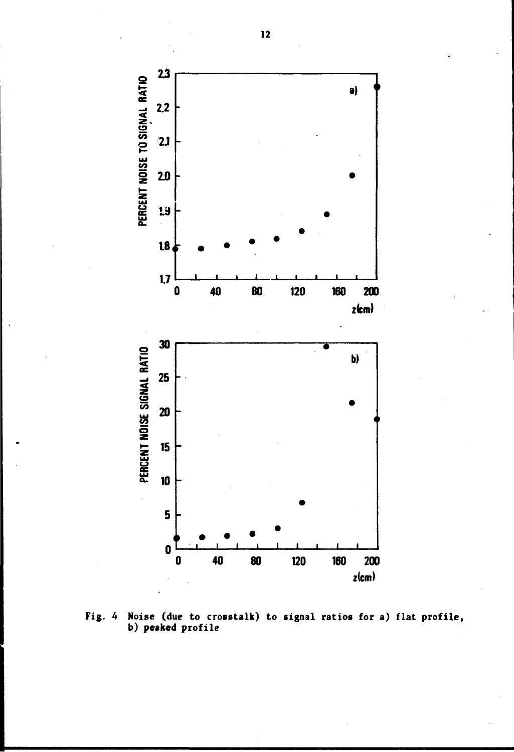Fig. 4 Noise (due to crosstalk) to signal ratios for a) flat profile, b) peaked profile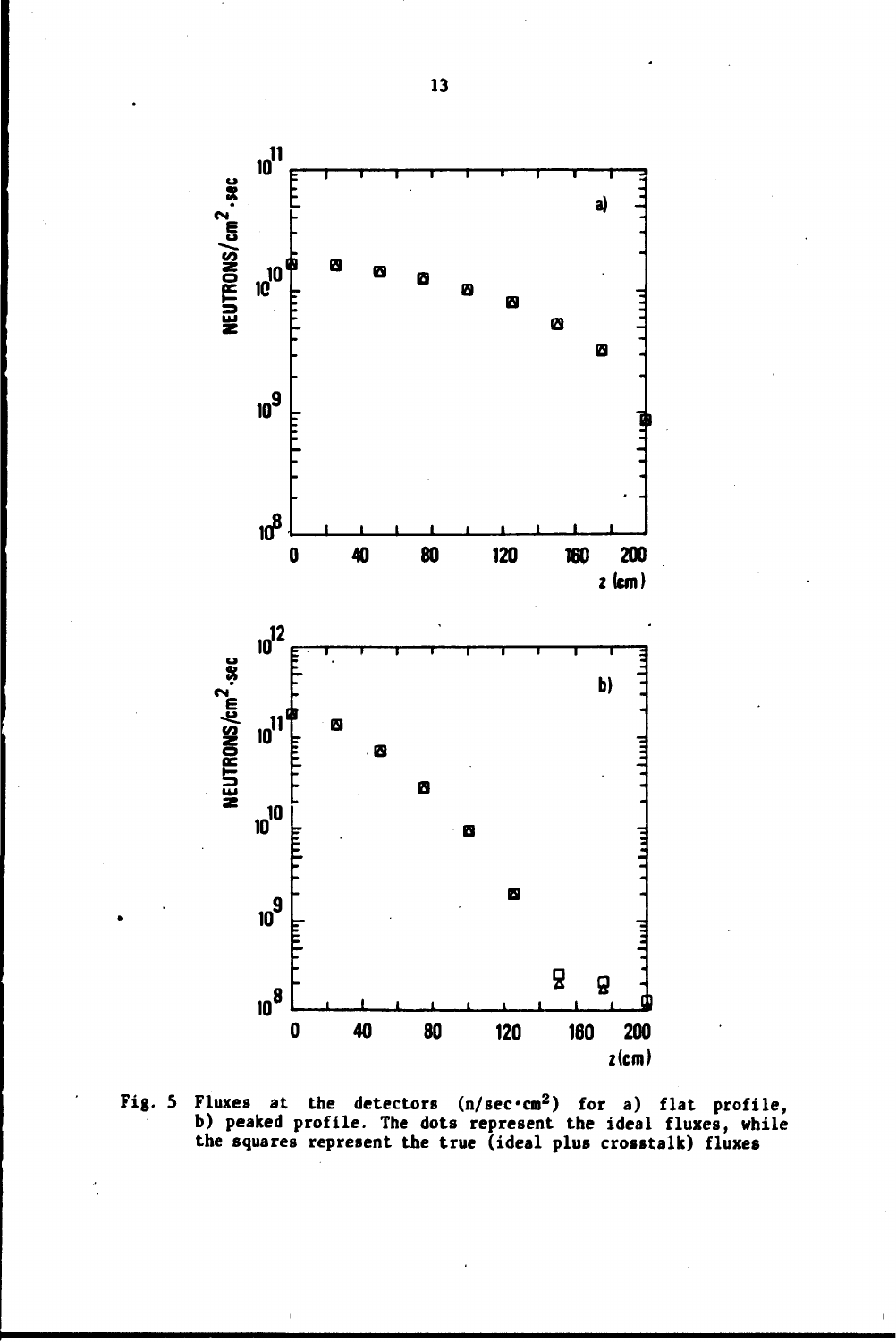Fig. 5 Fluxes at the detectors (n/sec·cm$^2$) for a) flat profile, b) peaked profile. The dots represent the ideal fluxes, while the squares represent the true (ideal plus crosstalk) fluxes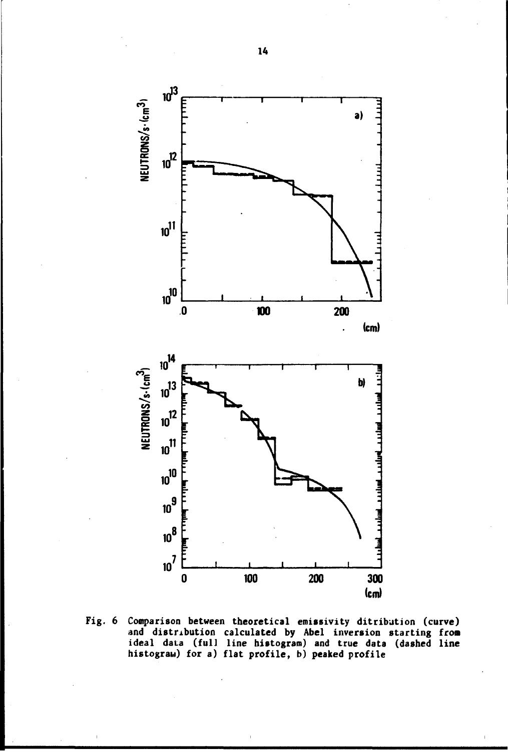Fig. 6 Comparison between theoretical emissivity ditribution (curve) and distribution calculated by Abel inversion starting from ideal data (full line histogram) and true data (dashed line histogram) for a) flat profile, b) peaked profile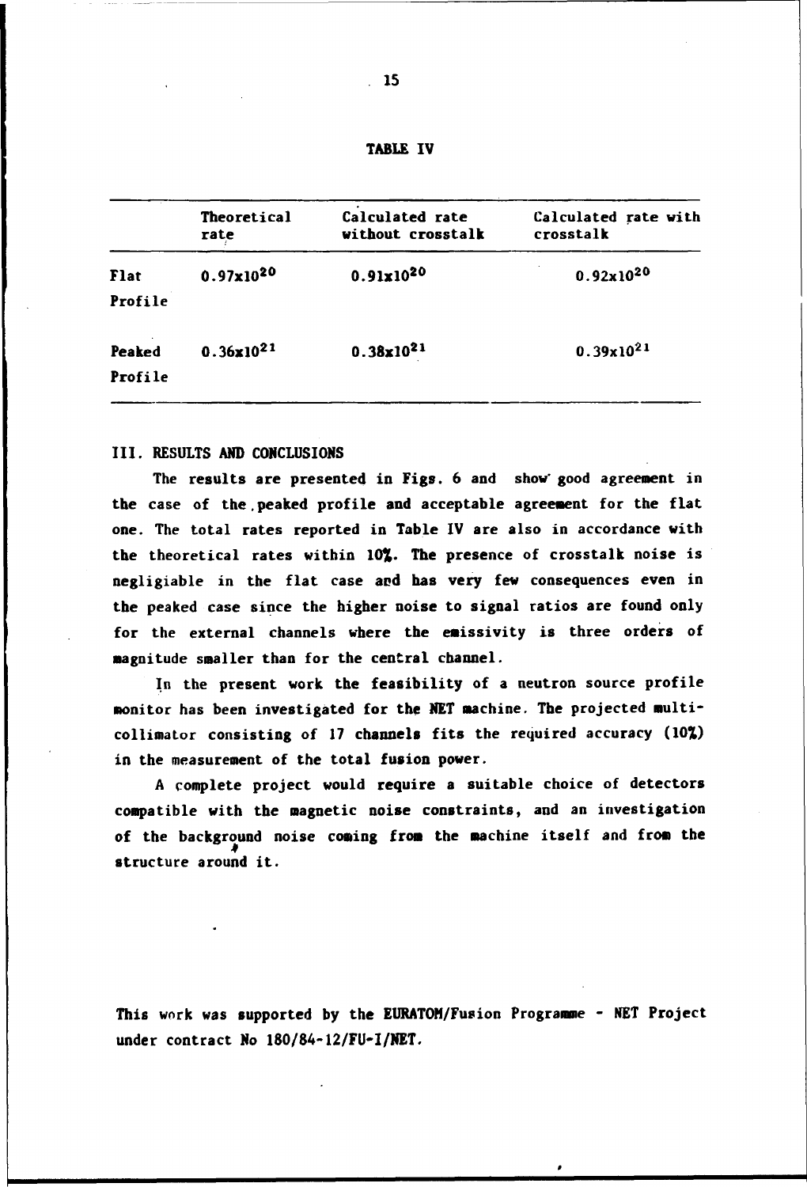TABLE IV

| | Theoretical rate | Calculated rate without crosstalk | Calculated rate with crosstalk |
|---|---|---|---|
| Flat Profile | $0.97 \times 10^{20}$ | $0.91 \times 10^{20}$ | $0.92 \times 10^{20}$ |
| Peaked Profile | $0.36 \times 10^{21}$ | $0.38 \times 10^{21}$ | $0.39 \times 10^{21}$ |

## III. RESULTS AND CONCLUSIONS

The results are presented in Figs. 6 and show good agreement in the case of the peaked profile and acceptable agreement for the flat one. The total rates reported in Table IV are also in accordance with the theoretical rates within 10%. The presence of crosstalk noise is negligiable in the flat case and has very few consequences even in the peaked case since the higher noise to signal ratios are found only for the external channels where the emissivity is three orders of magnitude smaller than for the central channel.

In the present work the feasibility of a neutron source profile monitor has been investigated for the NET machine. The projected multi-collimator consisting of 17 channels fits the required accuracy (10%) in the measurement of the total fusion power.

A complete project would require a suitable choice of detectors compatible with the magnetic noise constraints, and an investigation of the background noise coming from the machine itself and from the structure around it.

This work was supported by the EURATOM/Fusion Programme - NET Project under contract No 180/84-12/FU-I/NET.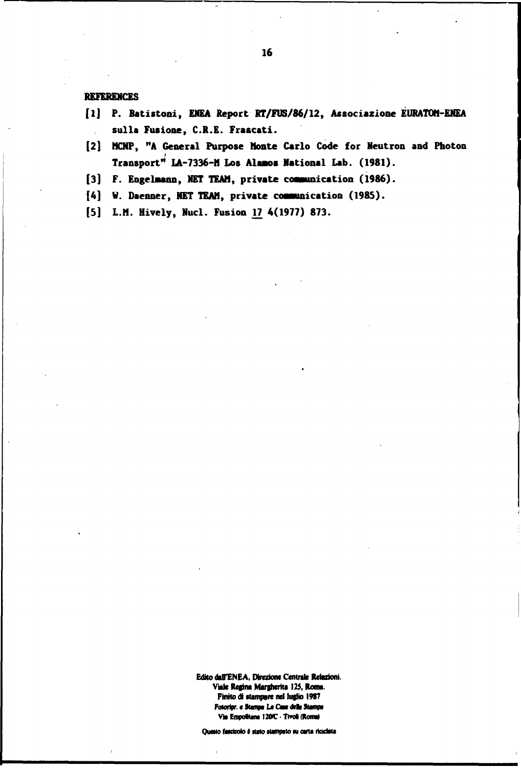## REFERENCES

[1] P. Batistoni, ENEA Report RT/FUS/86/12, Associazione EURATOM-ENEA sulla Fusione, C.R.E. Frascati.

[2] MCNP, "A General Purpose Monte Carlo Code for Neutron and Photon Transport" LA-7336-M Los Alamos National Lab. (1981).

[3] F. Engelmann, NET TEAM, private communication (1986).

[4] W. Daenner, NET TEAM, private communication (1985).

[5] L.M. Hively, Nucl. Fusion 17 4(1977) 873.

Edito dall'ENEA, Direzione Centrale Relazioni.
Viale Regina Margherita 125, Roma.
Finito di stampare nel luglio 1987
Fotoripr. e Stampa La Casa della Stampa
Via Empolitana 120/C · Tivoli (Roma)

Questo fascicolo è stato stampato su carta riciclata